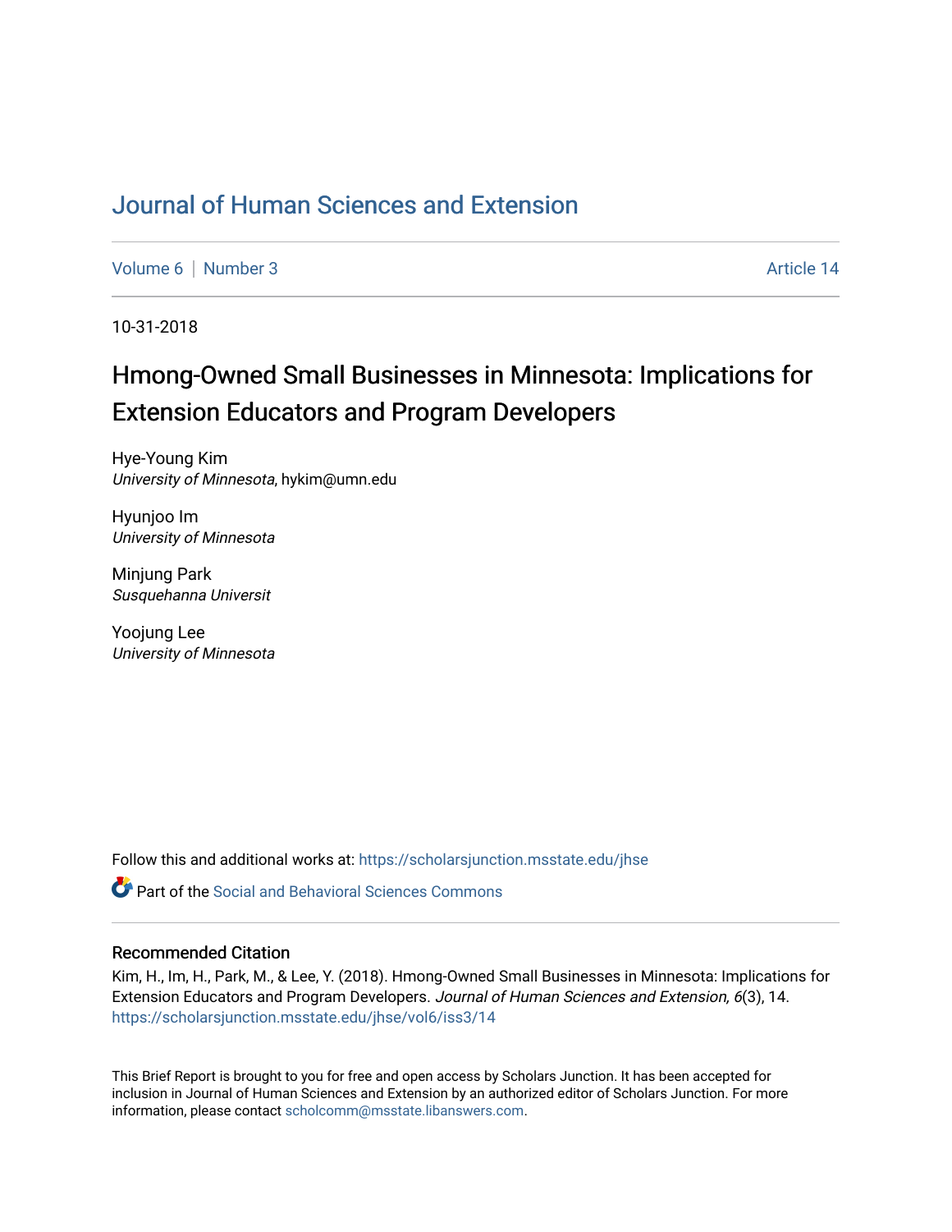# Journal of Human Sciences and Extension

Volume 6 | Number 3 Article 14

10-31-2018

## Hmong-Owned Small Businesses in Minnesota: Implications for Extension Educators and Program Developers

Hye-Young Kim
*University of Minnesota*, hykim@umn.edu

Hyunjoo Im
*University of Minnesota*

Minjung Park
*Susquehanna Universit*

Yoojung Lee
*University of Minnesota*

Follow this and additional works at: https://scholarsjunction.msstate.edu/jhse

Part of the Social and Behavioral Sciences Commons

### Recommended Citation

Kim, H., Im, H., Park, M., & Lee, Y. (2018). Hmong-Owned Small Businesses in Minnesota: Implications for Extension Educators and Program Developers. *Journal of Human Sciences and Extension, 6*(3), 14. https://scholarsjunction.msstate.edu/jhse/vol6/iss3/14

This Brief Report is brought to you for free and open access by Scholars Junction. It has been accepted for inclusion in Journal of Human Sciences and Extension by an authorized editor of Scholars Junction. For more information, please contact scholcomm@msstate.libanswers.com.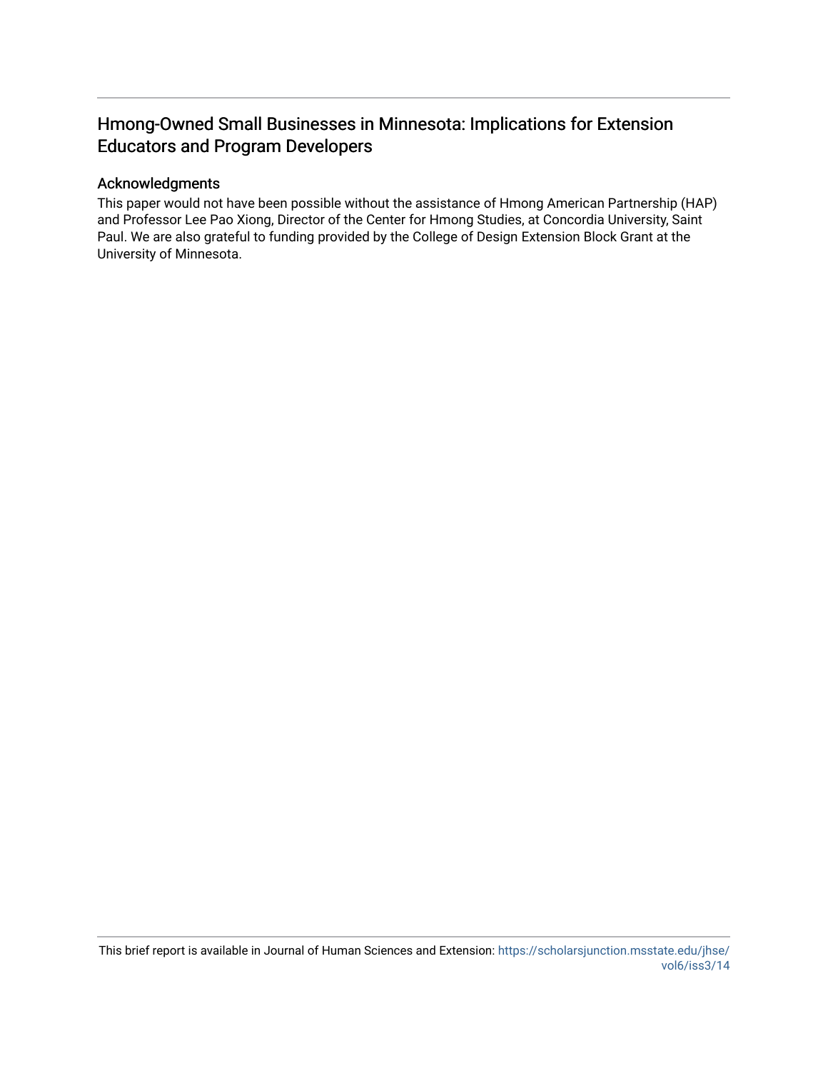# Hmong-Owned Small Businesses in Minnesota: Implications for Extension Educators and Program Developers

## Acknowledgments

This paper would not have been possible without the assistance of Hmong American Partnership (HAP) and Professor Lee Pao Xiong, Director of the Center for Hmong Studies, at Concordia University, Saint Paul. We are also grateful to funding provided by the College of Design Extension Block Grant at the University of Minnesota.

This brief report is available in Journal of Human Sciences and Extension: https://scholarsjunction.msstate.edu/jhse/vol6/iss3/14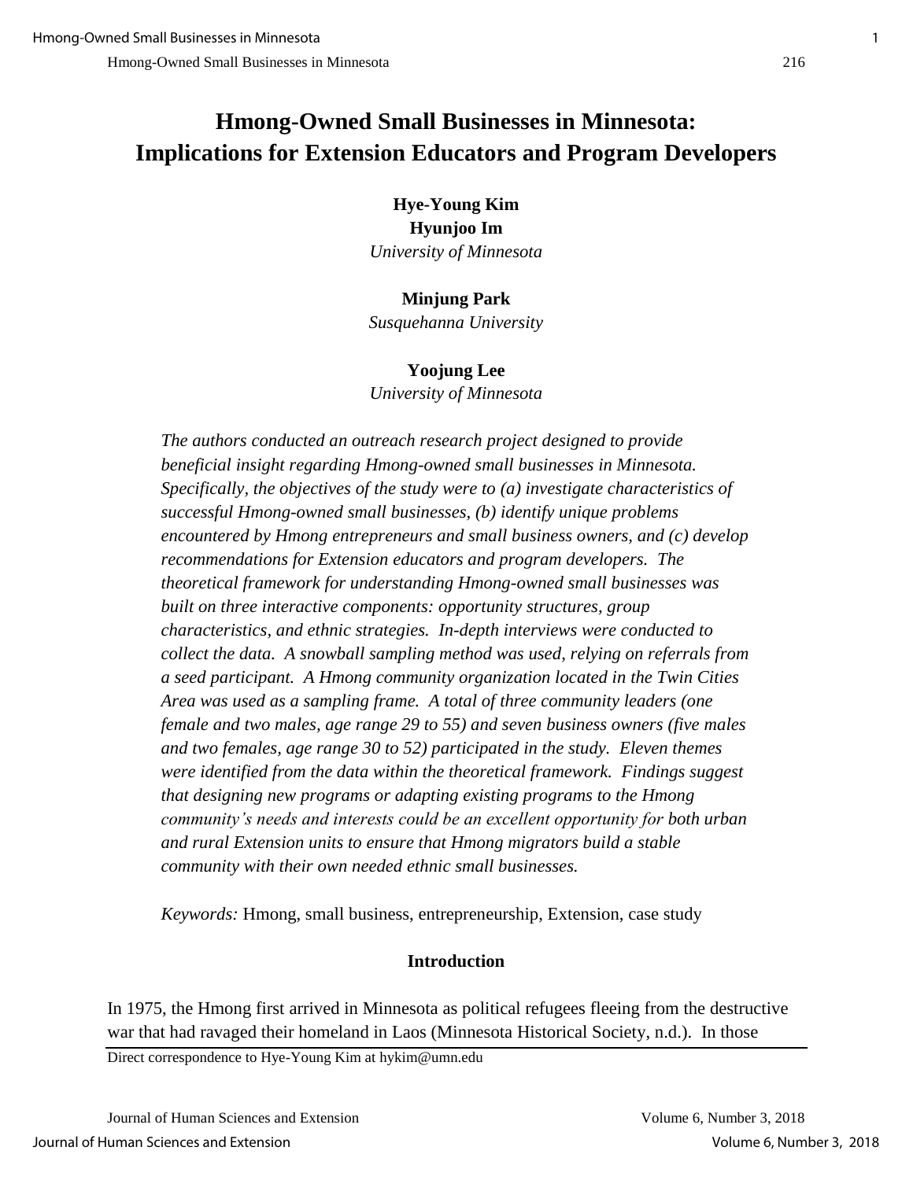# Hmong-Owned Small Businesses in Minnesota: Implications for Extension Educators and Program Developers

**Hye-Young Kim**
**Hyunjoo Im**
*University of Minnesota*

**Minjung Park**
*Susquehanna University*

**Yoojung Lee**
*University of Minnesota*

*The authors conducted an outreach research project designed to provide beneficial insight regarding Hmong-owned small businesses in Minnesota. Specifically, the objectives of the study were to (a) investigate characteristics of successful Hmong-owned small businesses, (b) identify unique problems encountered by Hmong entrepreneurs and small business owners, and (c) develop recommendations for Extension educators and program developers. The theoretical framework for understanding Hmong-owned small businesses was built on three interactive components: opportunity structures, group characteristics, and ethnic strategies. In-depth interviews were conducted to collect the data. A snowball sampling method was used, relying on referrals from a seed participant. A Hmong community organization located in the Twin Cities Area was used as a sampling frame. A total of three community leaders (one female and two males, age range 29 to 55) and seven business owners (five males and two females, age range 30 to 52) participated in the study. Eleven themes were identified from the data within the theoretical framework. Findings suggest that designing new programs or adapting existing programs to the Hmong community's needs and interests could be an excellent opportunity for both urban and rural Extension units to ensure that Hmong migrators build a stable community with their own needed ethnic small businesses.*

*Keywords:* Hmong, small business, entrepreneurship, Extension, case study

## Introduction

In 1975, the Hmong first arrived in Minnesota as political refugees fleeing from the destructive war that had ravaged their homeland in Laos (Minnesota Historical Society, n.d.). In those

Direct correspondence to Hye-Young Kim at hykim@umn.edu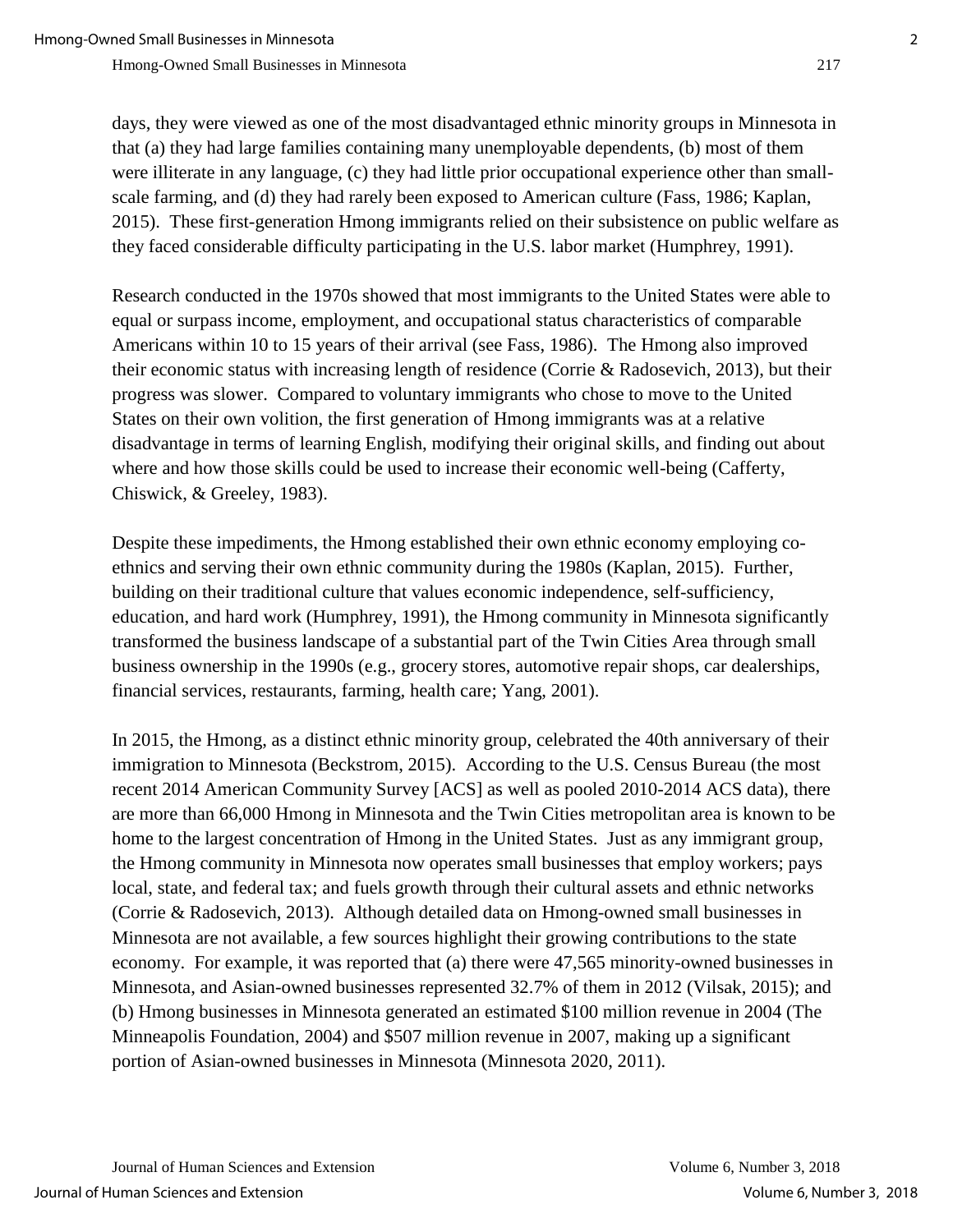days, they were viewed as one of the most disadvantaged ethnic minority groups in Minnesota in that (a) they had large families containing many unemployable dependents, (b) most of them were illiterate in any language, (c) they had little prior occupational experience other than small-scale farming, and (d) they had rarely been exposed to American culture (Fass, 1986; Kaplan, 2015). These first-generation Hmong immigrants relied on their subsistence on public welfare as they faced considerable difficulty participating in the U.S. labor market (Humphrey, 1991).

Research conducted in the 1970s showed that most immigrants to the United States were able to equal or surpass income, employment, and occupational status characteristics of comparable Americans within 10 to 15 years of their arrival (see Fass, 1986). The Hmong also improved their economic status with increasing length of residence (Corrie & Radosevich, 2013), but their progress was slower. Compared to voluntary immigrants who chose to move to the United States on their own volition, the first generation of Hmong immigrants was at a relative disadvantage in terms of learning English, modifying their original skills, and finding out about where and how those skills could be used to increase their economic well-being (Cafferty, Chiswick, & Greeley, 1983).

Despite these impediments, the Hmong established their own ethnic economy employing co-ethnics and serving their own ethnic community during the 1980s (Kaplan, 2015). Further, building on their traditional culture that values economic independence, self-sufficiency, education, and hard work (Humphrey, 1991), the Hmong community in Minnesota significantly transformed the business landscape of a substantial part of the Twin Cities Area through small business ownership in the 1990s (e.g., grocery stores, automotive repair shops, car dealerships, financial services, restaurants, farming, health care; Yang, 2001).

In 2015, the Hmong, as a distinct ethnic minority group, celebrated the 40th anniversary of their immigration to Minnesota (Beckstrom, 2015). According to the U.S. Census Bureau (the most recent 2014 American Community Survey [ACS] as well as pooled 2010-2014 ACS data), there are more than 66,000 Hmong in Minnesota and the Twin Cities metropolitan area is known to be home to the largest concentration of Hmong in the United States. Just as any immigrant group, the Hmong community in Minnesota now operates small businesses that employ workers; pays local, state, and federal tax; and fuels growth through their cultural assets and ethnic networks (Corrie & Radosevich, 2013). Although detailed data on Hmong-owned small businesses in Minnesota are not available, a few sources highlight their growing contributions to the state economy. For example, it was reported that (a) there were 47,565 minority-owned businesses in Minnesota, and Asian-owned businesses represented 32.7% of them in 2012 (Vilsak, 2015); and (b) Hmong businesses in Minnesota generated an estimated $100 million revenue in 2004 (The Minneapolis Foundation, 2004) and $507 million revenue in 2007, making up a significant portion of Asian-owned businesses in Minnesota (Minnesota 2020, 2011).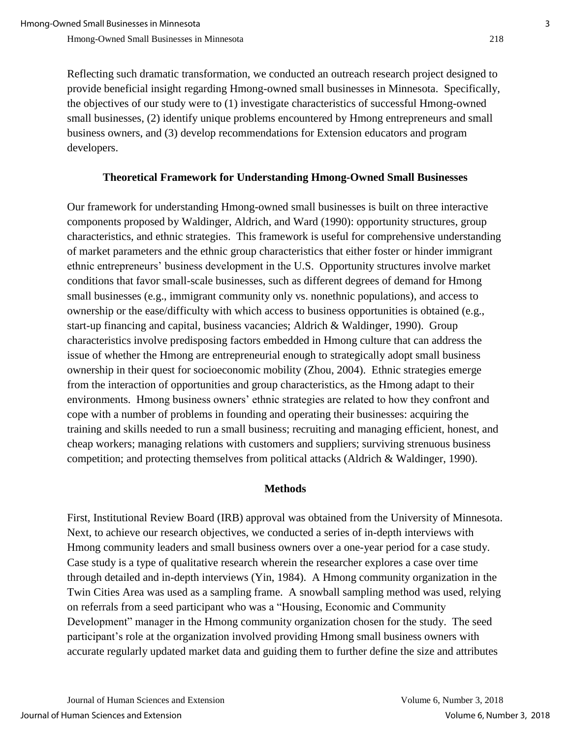Reflecting such dramatic transformation, we conducted an outreach research project designed to provide beneficial insight regarding Hmong-owned small businesses in Minnesota. Specifically, the objectives of our study were to (1) investigate characteristics of successful Hmong-owned small businesses, (2) identify unique problems encountered by Hmong entrepreneurs and small business owners, and (3) develop recommendations for Extension educators and program developers.

## Theoretical Framework for Understanding Hmong-Owned Small Businesses

Our framework for understanding Hmong-owned small businesses is built on three interactive components proposed by Waldinger, Aldrich, and Ward (1990): opportunity structures, group characteristics, and ethnic strategies. This framework is useful for comprehensive understanding of market parameters and the ethnic group characteristics that either foster or hinder immigrant ethnic entrepreneurs' business development in the U.S. Opportunity structures involve market conditions that favor small-scale businesses, such as different degrees of demand for Hmong small businesses (e.g., immigrant community only vs. nonethnic populations), and access to ownership or the ease/difficulty with which access to business opportunities is obtained (e.g., start-up financing and capital, business vacancies; Aldrich & Waldinger, 1990). Group characteristics involve predisposing factors embedded in Hmong culture that can address the issue of whether the Hmong are entrepreneurial enough to strategically adopt small business ownership in their quest for socioeconomic mobility (Zhou, 2004). Ethnic strategies emerge from the interaction of opportunities and group characteristics, as the Hmong adapt to their environments. Hmong business owners' ethnic strategies are related to how they confront and cope with a number of problems in founding and operating their businesses: acquiring the training and skills needed to run a small business; recruiting and managing efficient, honest, and cheap workers; managing relations with customers and suppliers; surviving strenuous business competition; and protecting themselves from political attacks (Aldrich & Waldinger, 1990).

## Methods

First, Institutional Review Board (IRB) approval was obtained from the University of Minnesota. Next, to achieve our research objectives, we conducted a series of in-depth interviews with Hmong community leaders and small business owners over a one-year period for a case study. Case study is a type of qualitative research wherein the researcher explores a case over time through detailed and in-depth interviews (Yin, 1984). A Hmong community organization in the Twin Cities Area was used as a sampling frame. A snowball sampling method was used, relying on referrals from a seed participant who was a "Housing, Economic and Community Development" manager in the Hmong community organization chosen for the study. The seed participant's role at the organization involved providing Hmong small business owners with accurate regularly updated market data and guiding them to further define the size and attributes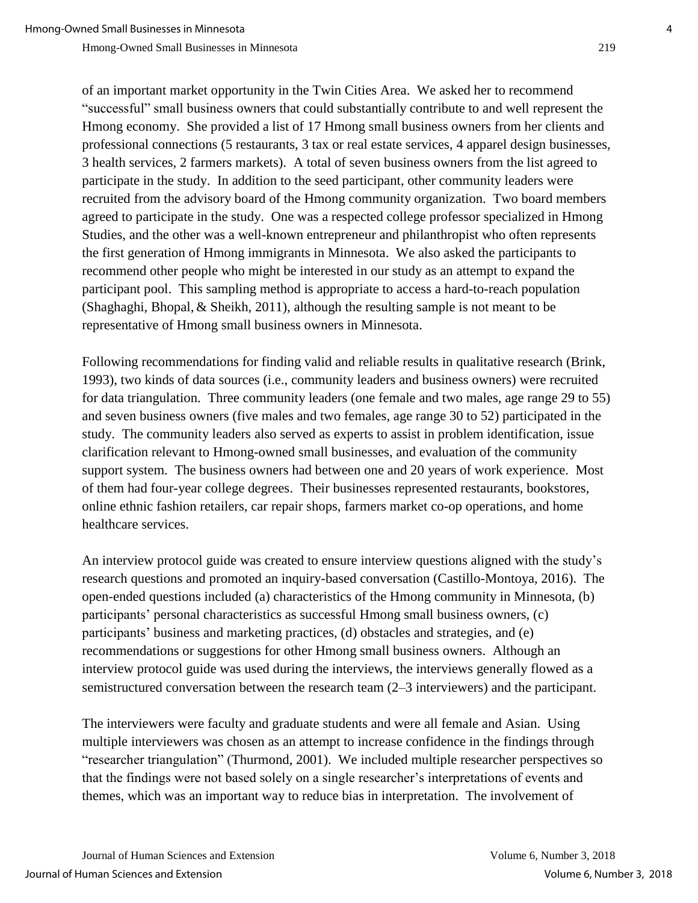of an important market opportunity in the Twin Cities Area. We asked her to recommend "successful" small business owners that could substantially contribute to and well represent the Hmong economy. She provided a list of 17 Hmong small business owners from her clients and professional connections (5 restaurants, 3 tax or real estate services, 4 apparel design businesses, 3 health services, 2 farmers markets). A total of seven business owners from the list agreed to participate in the study. In addition to the seed participant, other community leaders were recruited from the advisory board of the Hmong community organization. Two board members agreed to participate in the study. One was a respected college professor specialized in Hmong Studies, and the other was a well-known entrepreneur and philanthropist who often represents the first generation of Hmong immigrants in Minnesota. We also asked the participants to recommend other people who might be interested in our study as an attempt to expand the participant pool. This sampling method is appropriate to access a hard-to-reach population (Shaghaghi, Bhopal, & Sheikh, 2011), although the resulting sample is not meant to be representative of Hmong small business owners in Minnesota.

Following recommendations for finding valid and reliable results in qualitative research (Brink, 1993), two kinds of data sources (i.e., community leaders and business owners) were recruited for data triangulation. Three community leaders (one female and two males, age range 29 to 55) and seven business owners (five males and two females, age range 30 to 52) participated in the study. The community leaders also served as experts to assist in problem identification, issue clarification relevant to Hmong-owned small businesses, and evaluation of the community support system. The business owners had between one and 20 years of work experience. Most of them had four-year college degrees. Their businesses represented restaurants, bookstores, online ethnic fashion retailers, car repair shops, farmers market co-op operations, and home healthcare services.

An interview protocol guide was created to ensure interview questions aligned with the study's research questions and promoted an inquiry-based conversation (Castillo-Montoya, 2016). The open-ended questions included (a) characteristics of the Hmong community in Minnesota, (b) participants' personal characteristics as successful Hmong small business owners, (c) participants' business and marketing practices, (d) obstacles and strategies, and (e) recommendations or suggestions for other Hmong small business owners. Although an interview protocol guide was used during the interviews, the interviews generally flowed as a semistructured conversation between the research team (2–3 interviewers) and the participant.

The interviewers were faculty and graduate students and were all female and Asian. Using multiple interviewers was chosen as an attempt to increase confidence in the findings through "researcher triangulation" (Thurmond, 2001). We included multiple researcher perspectives so that the findings were not based solely on a single researcher's interpretations of events and themes, which was an important way to reduce bias in interpretation. The involvement of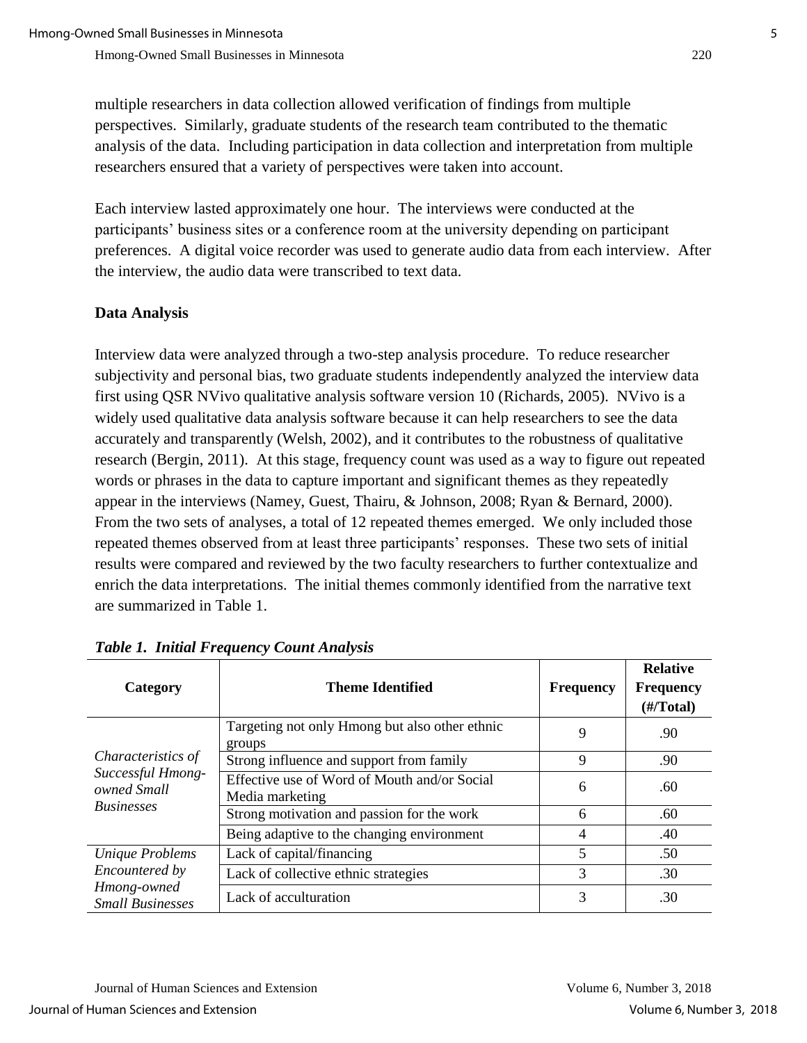multiple researchers in data collection allowed verification of findings from multiple perspectives. Similarly, graduate students of the research team contributed to the thematic analysis of the data. Including participation in data collection and interpretation from multiple researchers ensured that a variety of perspectives were taken into account.

Each interview lasted approximately one hour. The interviews were conducted at the participants' business sites or a conference room at the university depending on participant preferences. A digital voice recorder was used to generate audio data from each interview. After the interview, the audio data were transcribed to text data.

**Data Analysis**

Interview data were analyzed through a two-step analysis procedure. To reduce researcher subjectivity and personal bias, two graduate students independently analyzed the interview data first using QSR NVivo qualitative analysis software version 10 (Richards, 2005). NVivo is a widely used qualitative data analysis software because it can help researchers to see the data accurately and transparently (Welsh, 2002), and it contributes to the robustness of qualitative research (Bergin, 2011). At this stage, frequency count was used as a way to figure out repeated words or phrases in the data to capture important and significant themes as they repeatedly appear in the interviews (Namey, Guest, Thairu, & Johnson, 2008; Ryan & Bernard, 2000). From the two sets of analyses, a total of 12 repeated themes emerged. We only included those repeated themes observed from at least three participants' responses. These two sets of initial results were compared and reviewed by the two faculty researchers to further contextualize and enrich the data interpretations. The initial themes commonly identified from the narrative text are summarized in Table 1.

***Table 1. Initial Frequency Count Analysis***

| Category | Theme Identified | Frequency | Relative Frequency (#/Total) |
|---|---|---|---|
| *Characteristics of Successful Hmong-owned Small Businesses* | Targeting not only Hmong but also other ethnic groups | 9 | .90 |
| | Strong influence and support from family | 9 | .90 |
| | Effective use of Word of Mouth and/or Social Media marketing | 6 | .60 |
| | Strong motivation and passion for the work | 6 | .60 |
| | Being adaptive to the changing environment | 4 | .40 |
| *Unique Problems Encountered by Hmong-owned Small Businesses* | Lack of capital/financing | 5 | .50 |
| | Lack of collective ethnic strategies | 3 | .30 |
| | Lack of acculturation | 3 | .30 |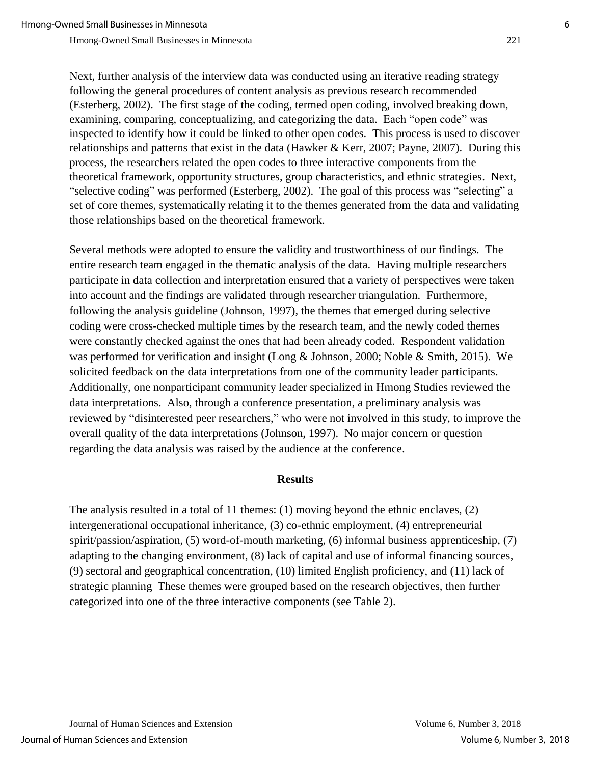Next, further analysis of the interview data was conducted using an iterative reading strategy following the general procedures of content analysis as previous research recommended (Esterberg, 2002). The first stage of the coding, termed open coding, involved breaking down, examining, comparing, conceptualizing, and categorizing the data. Each "open code" was inspected to identify how it could be linked to other open codes. This process is used to discover relationships and patterns that exist in the data (Hawker & Kerr, 2007; Payne, 2007). During this process, the researchers related the open codes to three interactive components from the theoretical framework, opportunity structures, group characteristics, and ethnic strategies. Next, "selective coding" was performed (Esterberg, 2002). The goal of this process was "selecting" a set of core themes, systematically relating it to the themes generated from the data and validating those relationships based on the theoretical framework.

Several methods were adopted to ensure the validity and trustworthiness of our findings. The entire research team engaged in the thematic analysis of the data. Having multiple researchers participate in data collection and interpretation ensured that a variety of perspectives were taken into account and the findings are validated through researcher triangulation. Furthermore, following the analysis guideline (Johnson, 1997), the themes that emerged during selective coding were cross-checked multiple times by the research team, and the newly coded themes were constantly checked against the ones that had been already coded. Respondent validation was performed for verification and insight (Long & Johnson, 2000; Noble & Smith, 2015). We solicited feedback on the data interpretations from one of the community leader participants. Additionally, one nonparticipant community leader specialized in Hmong Studies reviewed the data interpretations. Also, through a conference presentation, a preliminary analysis was reviewed by "disinterested peer researchers," who were not involved in this study, to improve the overall quality of the data interpretations (Johnson, 1997). No major concern or question regarding the data analysis was raised by the audience at the conference.

## Results

The analysis resulted in a total of 11 themes: (1) moving beyond the ethnic enclaves, (2) intergenerational occupational inheritance, (3) co-ethnic employment, (4) entrepreneurial spirit/passion/aspiration, (5) word-of-mouth marketing, (6) informal business apprenticeship, (7) adapting to the changing environment, (8) lack of capital and use of informal financing sources, (9) sectoral and geographical concentration, (10) limited English proficiency, and (11) lack of strategic planning These themes were grouped based on the research objectives, then further categorized into one of the three interactive components (see Table 2).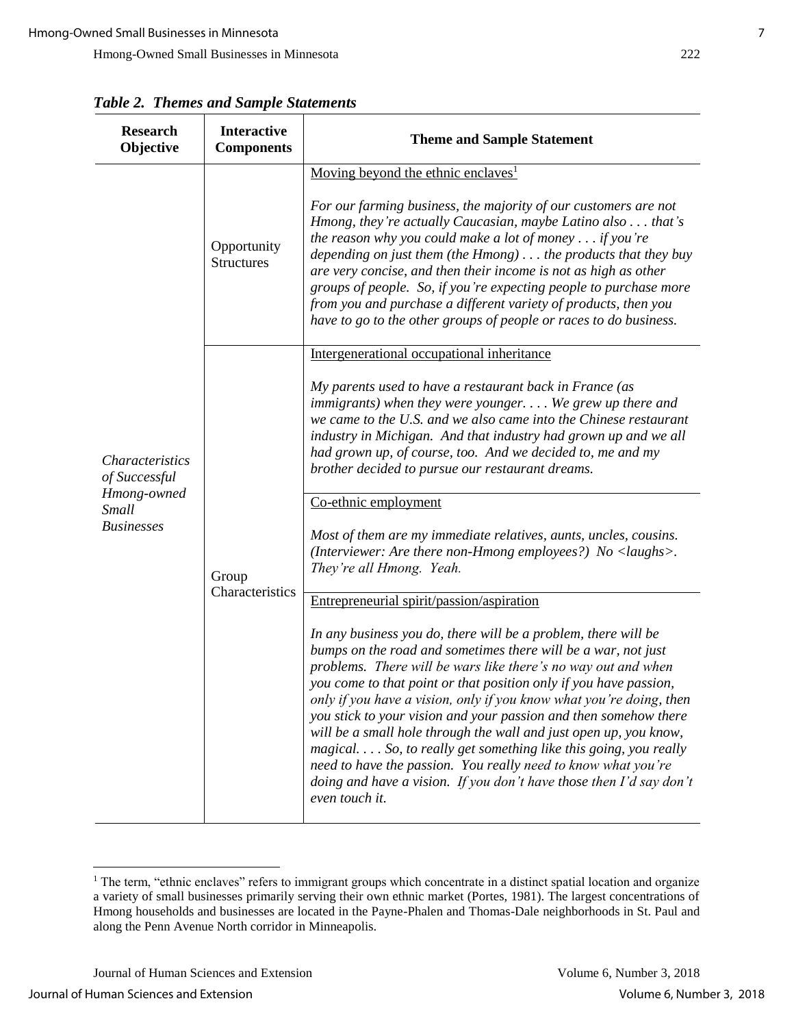***Table 2. Themes and Sample Statements***

| Research Objective | Interactive Components | Theme and Sample Statement |
|---|---|---|
| *Characteristics of Successful Hmong-owned Small Businesses* | Opportunity Structures | Moving beyond the ethnic enclaves[1]<br><br>*For our farming business, the majority of our customers are not Hmong, they're actually Caucasian, maybe Latino also . . . that's the reason why you could make a lot of money . . . if you're depending on just them (the Hmong) . . . the products that they buy are very concise, and then their income is not as high as other groups of people. So, if you're expecting people to purchase more from you and purchase a different variety of products, then you have to go to the other groups of people or races to do business.* |
| | Group Characteristics | Intergenerational occupational inheritance<br><br>*My parents used to have a restaurant back in France (as immigrants) when they were younger. . . . We grew up there and we came to the U.S. and we also came into the Chinese restaurant industry in Michigan. And that industry had grown up and we all had grown up, of course, too. And we decided to, me and my brother decided to pursue our restaurant dreams.* |
| | | Co-ethnic employment<br><br>*Most of them are my immediate relatives, aunts, uncles, cousins. (Interviewer: Are there non-Hmong employees?) No <laughs>. They're all Hmong. Yeah.* |
| | | Entrepreneurial spirit/passion/aspiration<br><br>*In any business you do, there will be a problem, there will be bumps on the road and sometimes there will be a war, not just problems. There will be wars like there's no way out and when you come to that point or that position only if you have passion, only if you have a vision, only if you know what you're doing, then you stick to your vision and your passion and then somehow there will be a small hole through the wall and just open up, you know, magical. . . . So, to really get something like this going, you really need to have the passion. You really need to know what you're doing and have a vision. If you don't have those then I'd say don't even touch it.* |

[1] The term, "ethnic enclaves" refers to immigrant groups which concentrate in a distinct spatial location and organize a variety of small businesses primarily serving their own ethnic market (Portes, 1981). The largest concentrations of Hmong households and businesses are located in the Payne-Phalen and Thomas-Dale neighborhoods in St. Paul and along the Penn Avenue North corridor in Minneapolis.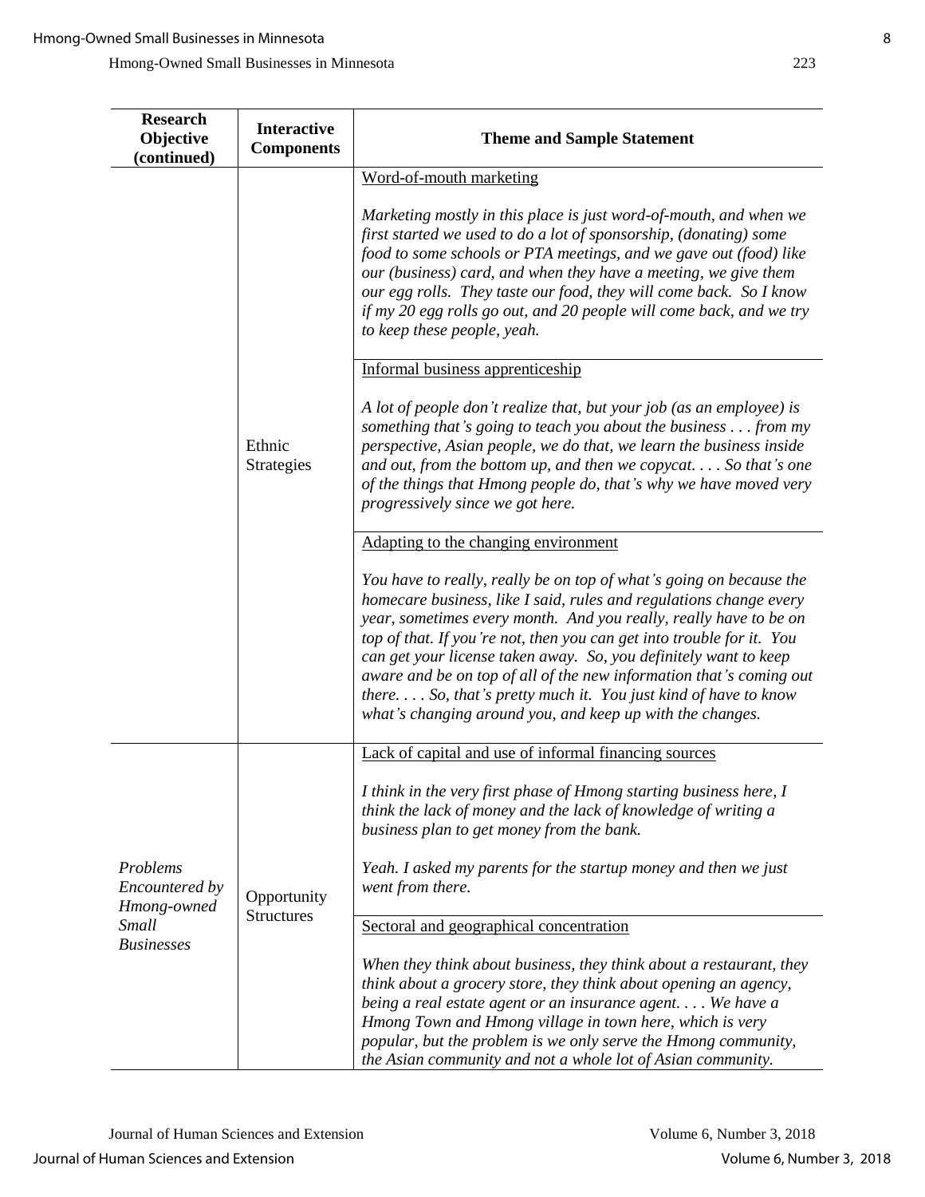| Research Objective (continued) | Interactive Components | Theme and Sample Statement |
|---|---|---|
| | Ethnic Strategies | Word-of-mouth marketing<br><br>*Marketing mostly in this place is just word-of-mouth, and when we first started we used to do a lot of sponsorship, (donating) some food to some schools or PTA meetings, and we gave out (food) like our (business) card, and when they have a meeting, we give them our egg rolls. They taste our food, they will come back. So I know if my 20 egg rolls go out, and 20 people will come back, and we try to keep these people, yeah.* |
| | | Informal business apprenticeship<br><br>*A lot of people don't realize that, but your job (as an employee) is something that's going to teach you about the business . . . from my perspective, Asian people, we do that, we learn the business inside and out, from the bottom up, and then we copycat. . . . So that's one of the things that Hmong people do, that's why we have moved very progressively since we got here.* |
| | | Adapting to the changing environment<br><br>*You have to really, really be on top of what's going on because the homecare business, like I said, rules and regulations change every year, sometimes every month. And you really, really have to be on top of that. If you're not, then you can get into trouble for it. You can get your license taken away. So, you definitely want to keep aware and be on top of all of the new information that's coming out there. . . . So, that's pretty much it. You just kind of have to know what's changing around you, and keep up with the changes.* |
| *Problems Encountered by Hmong-owned Small Businesses* | Opportunity Structures | Lack of capital and use of informal financing sources<br><br>*I think in the very first phase of Hmong starting business here, I think the lack of money and the lack of knowledge of writing a business plan to get money from the bank.*<br><br>*Yeah. I asked my parents for the startup money and then we just went from there.* |
| | | Sectoral and geographical concentration<br><br>*When they think about business, they think about a restaurant, they think about a grocery store, they think about opening an agency, being a real estate agent or an insurance agent. . . . We have a Hmong Town and Hmong village in town here, which is very popular, but the problem is we only serve the Hmong community, the Asian community and not a whole lot of Asian community.* |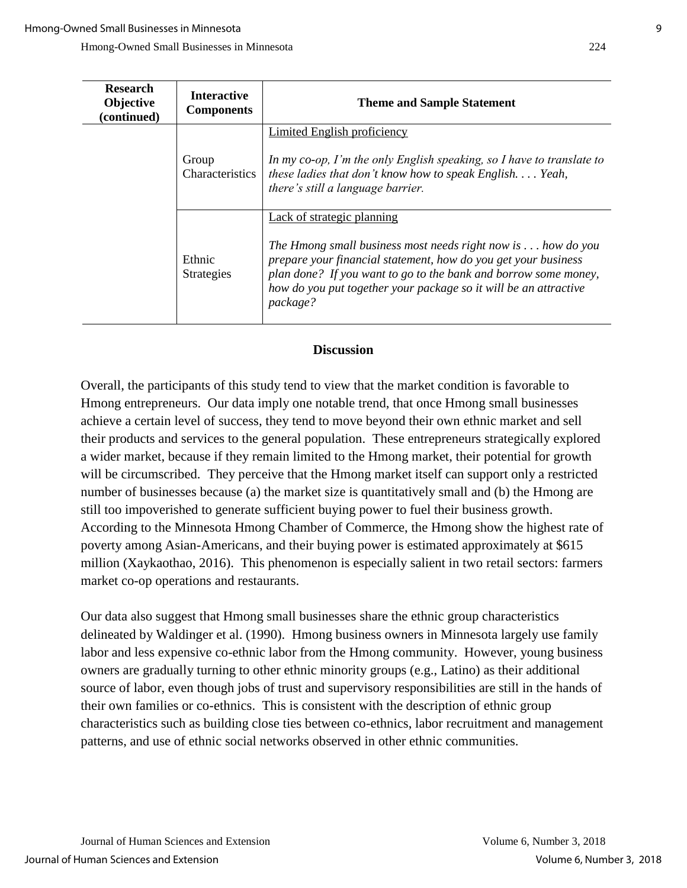| Research Objective (continued) | Interactive Components | Theme and Sample Statement |
|---|---|---|
| | Group Characteristics | Limited English proficiency<br><br>*In my co-op, I'm the only English speaking, so I have to translate to these ladies that don't know how to speak English. . . . Yeah, there's still a language barrier.* |
| | Ethnic Strategies | Lack of strategic planning<br><br>*The Hmong small business most needs right now is . . . how do you prepare your financial statement, how do you get your business plan done? If you want to go to the bank and borrow some money, how do you put together your package so it will be an attractive package?* |

## Discussion

Overall, the participants of this study tend to view that the market condition is favorable to Hmong entrepreneurs. Our data imply one notable trend, that once Hmong small businesses achieve a certain level of success, they tend to move beyond their own ethnic market and sell their products and services to the general population. These entrepreneurs strategically explored a wider market, because if they remain limited to the Hmong market, their potential for growth will be circumscribed. They perceive that the Hmong market itself can support only a restricted number of businesses because (a) the market size is quantitatively small and (b) the Hmong are still too impoverished to generate sufficient buying power to fuel their business growth. According to the Minnesota Hmong Chamber of Commerce, the Hmong show the highest rate of poverty among Asian-Americans, and their buying power is estimated approximately at $615 million (Xaykaothao, 2016). This phenomenon is especially salient in two retail sectors: farmers market co-op operations and restaurants.

Our data also suggest that Hmong small businesses share the ethnic group characteristics delineated by Waldinger et al. (1990). Hmong business owners in Minnesota largely use family labor and less expensive co-ethnic labor from the Hmong community. However, young business owners are gradually turning to other ethnic minority groups (e.g., Latino) as their additional source of labor, even though jobs of trust and supervisory responsibilities are still in the hands of their own families or co-ethnics. This is consistent with the description of ethnic group characteristics such as building close ties between co-ethnics, labor recruitment and management patterns, and use of ethnic social networks observed in other ethnic communities.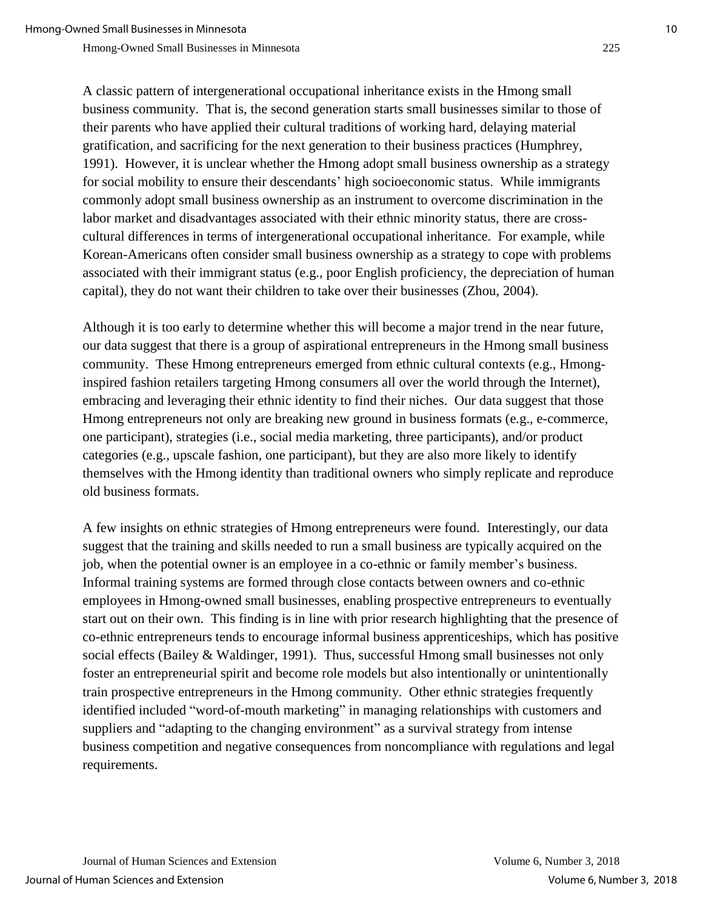A classic pattern of intergenerational occupational inheritance exists in the Hmong small business community. That is, the second generation starts small businesses similar to those of their parents who have applied their cultural traditions of working hard, delaying material gratification, and sacrificing for the next generation to their business practices (Humphrey, 1991). However, it is unclear whether the Hmong adopt small business ownership as a strategy for social mobility to ensure their descendants' high socioeconomic status. While immigrants commonly adopt small business ownership as an instrument to overcome discrimination in the labor market and disadvantages associated with their ethnic minority status, there are cross-cultural differences in terms of intergenerational occupational inheritance. For example, while Korean-Americans often consider small business ownership as a strategy to cope with problems associated with their immigrant status (e.g., poor English proficiency, the depreciation of human capital), they do not want their children to take over their businesses (Zhou, 2004).

Although it is too early to determine whether this will become a major trend in the near future, our data suggest that there is a group of aspirational entrepreneurs in the Hmong small business community. These Hmong entrepreneurs emerged from ethnic cultural contexts (e.g., Hmong-inspired fashion retailers targeting Hmong consumers all over the world through the Internet), embracing and leveraging their ethnic identity to find their niches. Our data suggest that those Hmong entrepreneurs not only are breaking new ground in business formats (e.g., e-commerce, one participant), strategies (i.e., social media marketing, three participants), and/or product categories (e.g., upscale fashion, one participant), but they are also more likely to identify themselves with the Hmong identity than traditional owners who simply replicate and reproduce old business formats.

A few insights on ethnic strategies of Hmong entrepreneurs were found. Interestingly, our data suggest that the training and skills needed to run a small business are typically acquired on the job, when the potential owner is an employee in a co-ethnic or family member's business. Informal training systems are formed through close contacts between owners and co-ethnic employees in Hmong-owned small businesses, enabling prospective entrepreneurs to eventually start out on their own. This finding is in line with prior research highlighting that the presence of co-ethnic entrepreneurs tends to encourage informal business apprenticeships, which has positive social effects (Bailey & Waldinger, 1991). Thus, successful Hmong small businesses not only foster an entrepreneurial spirit and become role models but also intentionally or unintentionally train prospective entrepreneurs in the Hmong community. Other ethnic strategies frequently identified included "word-of-mouth marketing" in managing relationships with customers and suppliers and "adapting to the changing environment" as a survival strategy from intense business competition and negative consequences from noncompliance with regulations and legal requirements.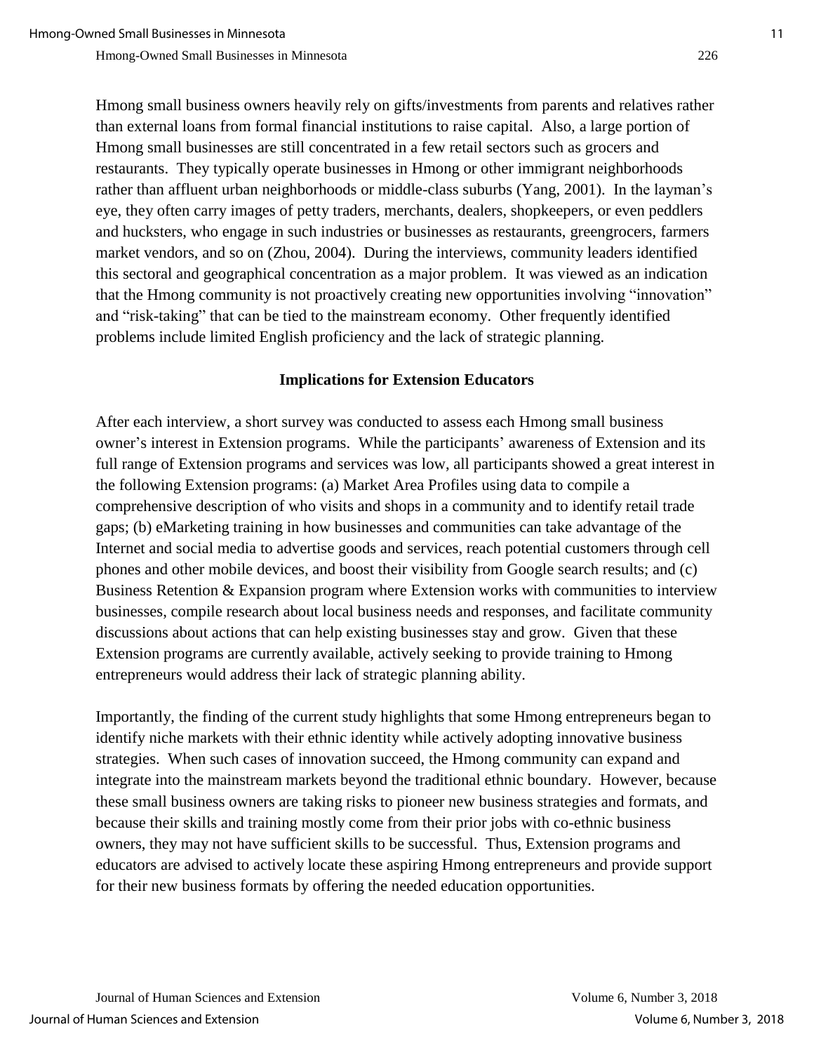Hmong small business owners heavily rely on gifts/investments from parents and relatives rather than external loans from formal financial institutions to raise capital. Also, a large portion of Hmong small businesses are still concentrated in a few retail sectors such as grocers and restaurants. They typically operate businesses in Hmong or other immigrant neighborhoods rather than affluent urban neighborhoods or middle-class suburbs (Yang, 2001). In the layman's eye, they often carry images of petty traders, merchants, dealers, shopkeepers, or even peddlers and hucksters, who engage in such industries or businesses as restaurants, greengrocers, farmers market vendors, and so on (Zhou, 2004). During the interviews, community leaders identified this sectoral and geographical concentration as a major problem. It was viewed as an indication that the Hmong community is not proactively creating new opportunities involving "innovation" and "risk-taking" that can be tied to the mainstream economy. Other frequently identified problems include limited English proficiency and the lack of strategic planning.

## Implications for Extension Educators

After each interview, a short survey was conducted to assess each Hmong small business owner's interest in Extension programs. While the participants' awareness of Extension and its full range of Extension programs and services was low, all participants showed a great interest in the following Extension programs: (a) Market Area Profiles using data to compile a comprehensive description of who visits and shops in a community and to identify retail trade gaps; (b) eMarketing training in how businesses and communities can take advantage of the Internet and social media to advertise goods and services, reach potential customers through cell phones and other mobile devices, and boost their visibility from Google search results; and (c) Business Retention & Expansion program where Extension works with communities to interview businesses, compile research about local business needs and responses, and facilitate community discussions about actions that can help existing businesses stay and grow. Given that these Extension programs are currently available, actively seeking to provide training to Hmong entrepreneurs would address their lack of strategic planning ability.

Importantly, the finding of the current study highlights that some Hmong entrepreneurs began to identify niche markets with their ethnic identity while actively adopting innovative business strategies. When such cases of innovation succeed, the Hmong community can expand and integrate into the mainstream markets beyond the traditional ethnic boundary. However, because these small business owners are taking risks to pioneer new business strategies and formats, and because their skills and training mostly come from their prior jobs with co-ethnic business owners, they may not have sufficient skills to be successful. Thus, Extension programs and educators are advised to actively locate these aspiring Hmong entrepreneurs and provide support for their new business formats by offering the needed education opportunities.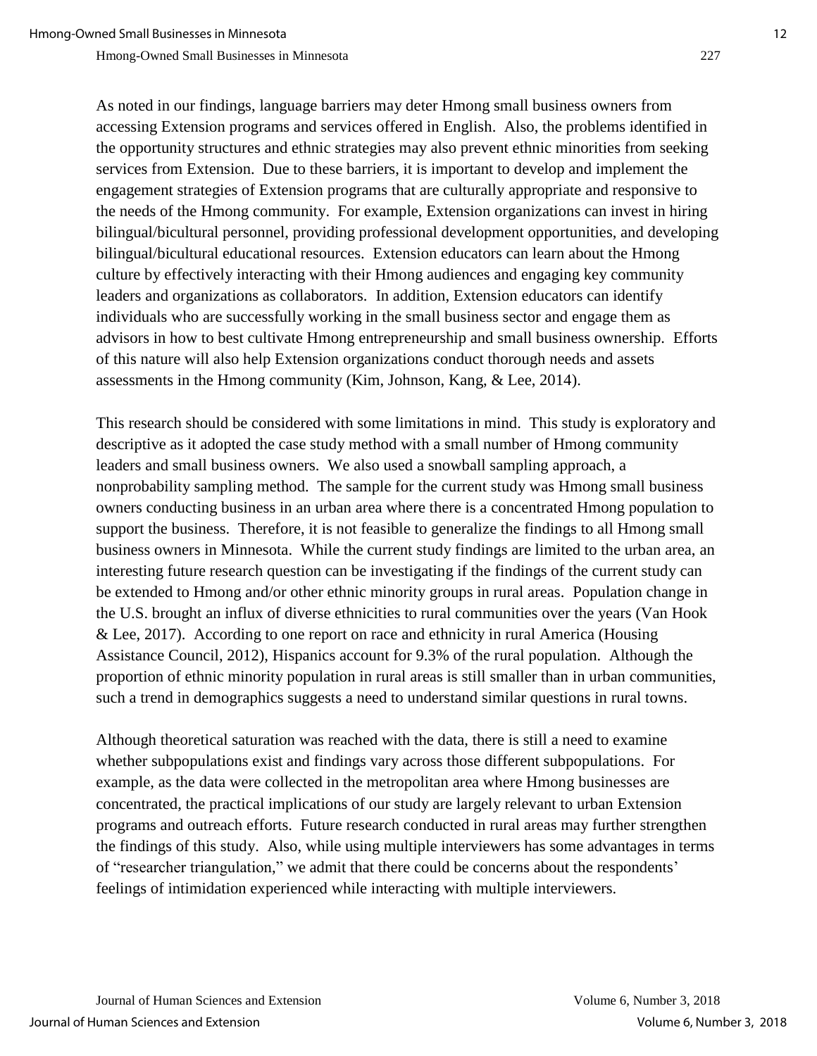As noted in our findings, language barriers may deter Hmong small business owners from accessing Extension programs and services offered in English. Also, the problems identified in the opportunity structures and ethnic strategies may also prevent ethnic minorities from seeking services from Extension. Due to these barriers, it is important to develop and implement the engagement strategies of Extension programs that are culturally appropriate and responsive to the needs of the Hmong community. For example, Extension organizations can invest in hiring bilingual/bicultural personnel, providing professional development opportunities, and developing bilingual/bicultural educational resources. Extension educators can learn about the Hmong culture by effectively interacting with their Hmong audiences and engaging key community leaders and organizations as collaborators. In addition, Extension educators can identify individuals who are successfully working in the small business sector and engage them as advisors in how to best cultivate Hmong entrepreneurship and small business ownership. Efforts of this nature will also help Extension organizations conduct thorough needs and assets assessments in the Hmong community (Kim, Johnson, Kang, & Lee, 2014).

This research should be considered with some limitations in mind. This study is exploratory and descriptive as it adopted the case study method with a small number of Hmong community leaders and small business owners. We also used a snowball sampling approach, a nonprobability sampling method. The sample for the current study was Hmong small business owners conducting business in an urban area where there is a concentrated Hmong population to support the business. Therefore, it is not feasible to generalize the findings to all Hmong small business owners in Minnesota. While the current study findings are limited to the urban area, an interesting future research question can be investigating if the findings of the current study can be extended to Hmong and/or other ethnic minority groups in rural areas. Population change in the U.S. brought an influx of diverse ethnicities to rural communities over the years (Van Hook & Lee, 2017). According to one report on race and ethnicity in rural America (Housing Assistance Council, 2012), Hispanics account for 9.3% of the rural population. Although the proportion of ethnic minority population in rural areas is still smaller than in urban communities, such a trend in demographics suggests a need to understand similar questions in rural towns.

Although theoretical saturation was reached with the data, there is still a need to examine whether subpopulations exist and findings vary across those different subpopulations. For example, as the data were collected in the metropolitan area where Hmong businesses are concentrated, the practical implications of our study are largely relevant to urban Extension programs and outreach efforts. Future research conducted in rural areas may further strengthen the findings of this study. Also, while using multiple interviewers has some advantages in terms of "researcher triangulation," we admit that there could be concerns about the respondents' feelings of intimidation experienced while interacting with multiple interviewers.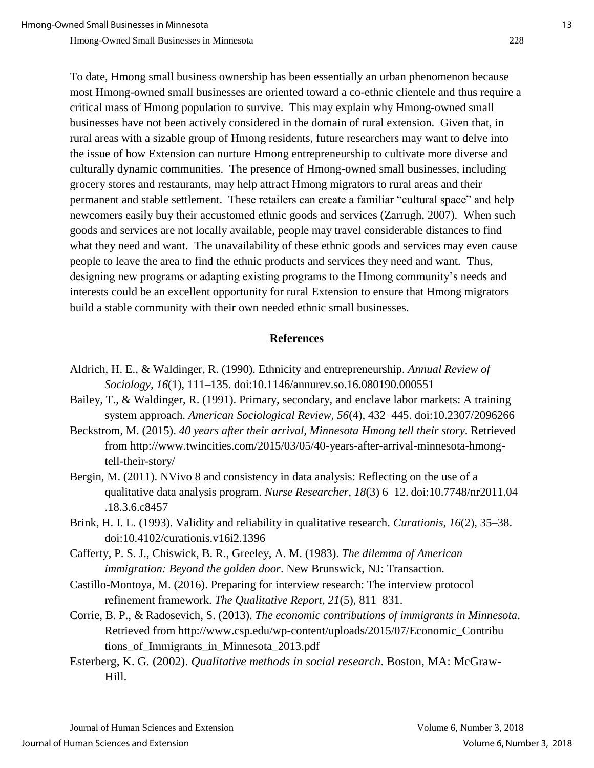To date, Hmong small business ownership has been essentially an urban phenomenon because most Hmong-owned small businesses are oriented toward a co-ethnic clientele and thus require a critical mass of Hmong population to survive. This may explain why Hmong-owned small businesses have not been actively considered in the domain of rural extension. Given that, in rural areas with a sizable group of Hmong residents, future researchers may want to delve into the issue of how Extension can nurture Hmong entrepreneurship to cultivate more diverse and culturally dynamic communities. The presence of Hmong-owned small businesses, including grocery stores and restaurants, may help attract Hmong migrators to rural areas and their permanent and stable settlement. These retailers can create a familiar "cultural space" and help newcomers easily buy their accustomed ethnic goods and services (Zarrugh, 2007). When such goods and services are not locally available, people may travel considerable distances to find what they need and want. The unavailability of these ethnic goods and services may even cause people to leave the area to find the ethnic products and services they need and want. Thus, designing new programs or adapting existing programs to the Hmong community's needs and interests could be an excellent opportunity for rural Extension to ensure that Hmong migrators build a stable community with their own needed ethnic small businesses.

## References

Aldrich, H. E., & Waldinger, R. (1990). Ethnicity and entrepreneurship. *Annual Review of Sociology, 16*(1), 111–135. doi:10.1146/annurev.so.16.080190.000551

Bailey, T., & Waldinger, R. (1991). Primary, secondary, and enclave labor markets: A training system approach. *American Sociological Review, 56*(4), 432–445. doi:10.2307/2096266

Beckstrom, M. (2015). *40 years after their arrival, Minnesota Hmong tell their story*. Retrieved from http://www.twincities.com/2015/03/05/40-years-after-arrival-minnesota-hmong-tell-their-story/

Bergin, M. (2011). NVivo 8 and consistency in data analysis: Reflecting on the use of a qualitative data analysis program. *Nurse Researcher, 18*(3) 6–12. doi:10.7748/nr2011.04.18.3.6.c8457

Brink, H. I. L. (1993). Validity and reliability in qualitative research. *Curationis, 16*(2), 35–38. doi:10.4102/curationis.v16i2.1396

Cafferty, P. S. J., Chiswick, B. R., Greeley, A. M. (1983). *The dilemma of American immigration: Beyond the golden door*. New Brunswick, NJ: Transaction.

Castillo-Montoya, M. (2016). Preparing for interview research: The interview protocol refinement framework. *The Qualitative Report, 21*(5), 811–831.

Corrie, B. P., & Radosevich, S. (2013). *The economic contributions of immigrants in Minnesota*. Retrieved from http://www.csp.edu/wp-content/uploads/2015/07/Economic_Contributions_of_Immigrants_in_Minnesota_2013.pdf

Esterberg, K. G. (2002). *Qualitative methods in social research*. Boston, MA: McGraw-Hill.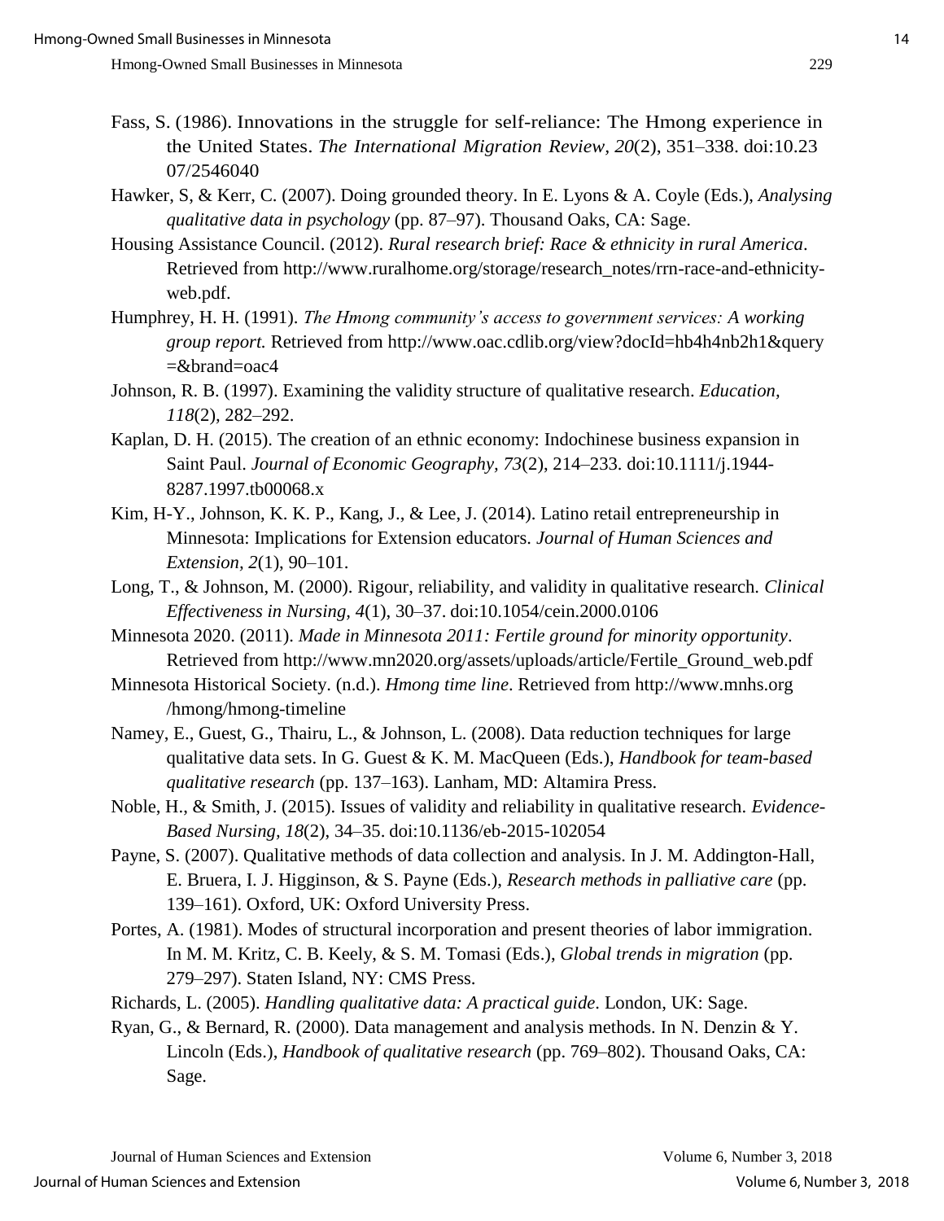Fass, S. (1986). Innovations in the struggle for self-reliance: The Hmong experience in the United States. *The International Migration Review, 20*(2), 351–338. doi:10.2307/2546040

Hawker, S, & Kerr, C. (2007). Doing grounded theory. In E. Lyons & A. Coyle (Eds.), *Analysing qualitative data in psychology* (pp. 87–97). Thousand Oaks, CA: Sage.

Housing Assistance Council. (2012). *Rural research brief: Race & ethnicity in rural America*. Retrieved from http://www.ruralhome.org/storage/research_notes/rrn-race-and-ethnicity-web.pdf.

Humphrey, H. H. (1991). *The Hmong community's access to government services: A working group report.* Retrieved from http://www.oac.cdlib.org/view?docId=hb4h4nb2h1&query=&brand=oac4

Johnson, R. B. (1997). Examining the validity structure of qualitative research. *Education, 118*(2), 282–292.

Kaplan, D. H. (2015). The creation of an ethnic economy: Indochinese business expansion in Saint Paul. *Journal of Economic Geography, 73*(2), 214–233. doi:10.1111/j.1944-8287.1997.tb00068.x

Kim, H-Y., Johnson, K. K. P., Kang, J., & Lee, J. (2014). Latino retail entrepreneurship in Minnesota: Implications for Extension educators. *Journal of Human Sciences and Extension*, *2*(1), 90–101.

Long, T., & Johnson, M. (2000). Rigour, reliability, and validity in qualitative research. *Clinical Effectiveness in Nursing, 4*(1), 30–37. doi:10.1054/cein.2000.0106

Minnesota 2020. (2011). *Made in Minnesota 2011: Fertile ground for minority opportunity*. Retrieved from http://www.mn2020.org/assets/uploads/article/Fertile_Ground_web.pdf

Minnesota Historical Society. (n.d.). *Hmong time line*. Retrieved from http://www.mnhs.org/hmong/hmong-timeline

Namey, E., Guest, G., Thairu, L., & Johnson, L. (2008). Data reduction techniques for large qualitative data sets. In G. Guest & K. M. MacQueen (Eds.), *Handbook for team-based qualitative research* (pp. 137–163). Lanham, MD: Altamira Press.

Noble, H., & Smith, J. (2015). Issues of validity and reliability in qualitative research. *Evidence-Based Nursing, 18*(2), 34–35. doi:10.1136/eb-2015-102054

Payne, S. (2007). Qualitative methods of data collection and analysis. In J. M. Addington-Hall, E. Bruera, I. J. Higginson, & S. Payne (Eds.), *Research methods in palliative care* (pp. 139–161). Oxford, UK: Oxford University Press.

Portes, A. (1981). Modes of structural incorporation and present theories of labor immigration. In M. M. Kritz, C. B. Keely, & S. M. Tomasi (Eds.), *Global trends in migration* (pp. 279–297). Staten Island, NY: CMS Press.

Richards, L. (2005). *Handling qualitative data: A practical guide*. London, UK: Sage.

Ryan, G., & Bernard, R. (2000). Data management and analysis methods. In N. Denzin & Y. Lincoln (Eds.), *Handbook of qualitative research* (pp. 769–802). Thousand Oaks, CA: Sage.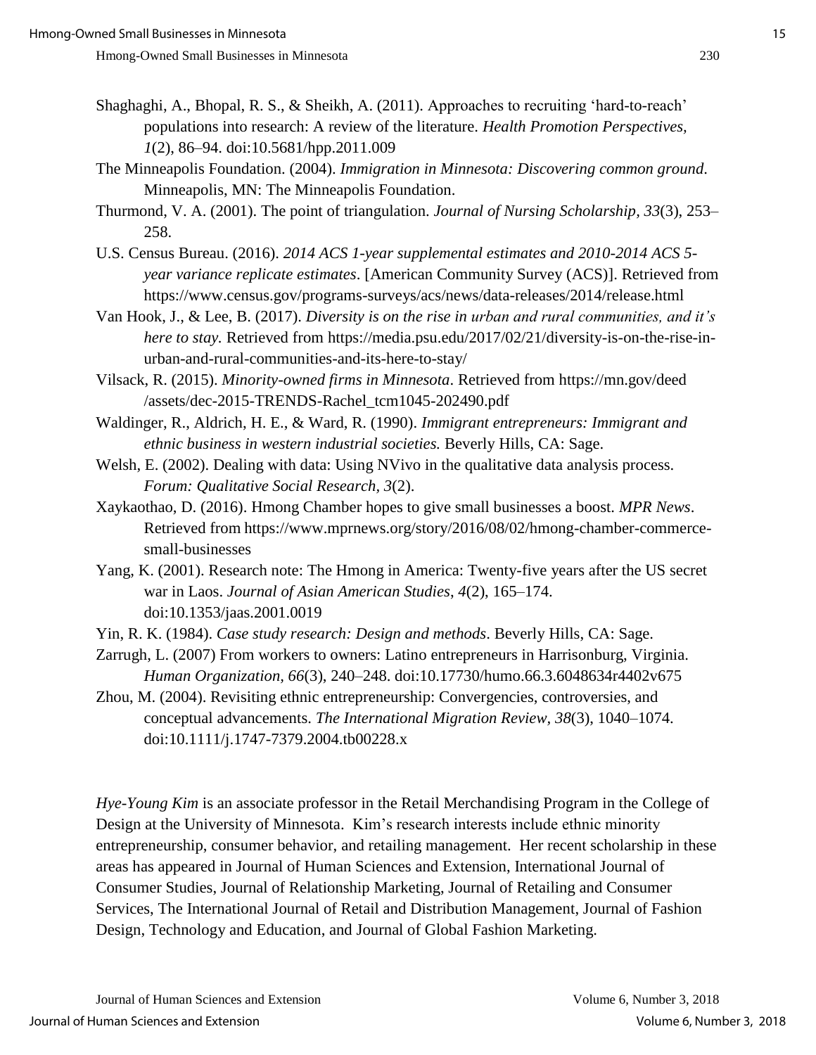Shaghaghi, A., Bhopal, R. S., & Sheikh, A. (2011). Approaches to recruiting 'hard-to-reach' populations into research: A review of the literature. *Health Promotion Perspectives, 1*(2), 86–94. doi:10.5681/hpp.2011.009

The Minneapolis Foundation. (2004). *Immigration in Minnesota: Discovering common ground*. Minneapolis, MN: The Minneapolis Foundation.

Thurmond, V. A. (2001). The point of triangulation. *Journal of Nursing Scholarship*, *33*(3), 253–258.

U.S. Census Bureau. (2016). *2014 ACS 1-year supplemental estimates and 2010-2014 ACS 5-year variance replicate estimates*. [American Community Survey (ACS)]. Retrieved from https://www.census.gov/programs-surveys/acs/news/data-releases/2014/release.html

Van Hook, J., & Lee, B. (2017). *Diversity is on the rise in urban and rural communities, and it's here to stay.* Retrieved from https://media.psu.edu/2017/02/21/diversity-is-on-the-rise-in-urban-and-rural-communities-and-its-here-to-stay/

Vilsack, R. (2015). *Minority-owned firms in Minnesota*. Retrieved from https://mn.gov/deed /assets/dec-2015-TRENDS-Rachel_tcm1045-202490.pdf

Waldinger, R., Aldrich, H. E., & Ward, R. (1990). *Immigrant entrepreneurs: Immigrant and ethnic business in western industrial societies.* Beverly Hills, CA: Sage.

Welsh, E. (2002). Dealing with data: Using NVivo in the qualitative data analysis process. *Forum: Qualitative Social Research*, *3*(2).

Xaykaothao, D. (2016). Hmong Chamber hopes to give small businesses a boost. *MPR News*. Retrieved from https://www.mprnews.org/story/2016/08/02/hmong-chamber-commerce-small-businesses

Yang, K. (2001). Research note: The Hmong in America: Twenty-five years after the US secret war in Laos. *Journal of Asian American Studies*, *4*(2), 165–174. doi:10.1353/jaas.2001.0019

Yin, R. K. (1984). *Case study research: Design and methods*. Beverly Hills, CA: Sage.

Zarrugh, L. (2007) From workers to owners: Latino entrepreneurs in Harrisonburg, Virginia. *Human Organization, 66*(3), 240–248. doi:10.17730/humo.66.3.6048634r4402v675

Zhou, M. (2004). Revisiting ethnic entrepreneurship: Convergencies, controversies, and conceptual advancements. *The International Migration Review*, *38*(3), 1040–1074. doi:10.1111/j.1747-7379.2004.tb00228.x

*Hye-Young Kim* is an associate professor in the Retail Merchandising Program in the College of Design at the University of Minnesota. Kim's research interests include ethnic minority entrepreneurship, consumer behavior, and retailing management. Her recent scholarship in these areas has appeared in Journal of Human Sciences and Extension, International Journal of Consumer Studies, Journal of Relationship Marketing, Journal of Retailing and Consumer Services, The International Journal of Retail and Distribution Management, Journal of Fashion Design, Technology and Education, and Journal of Global Fashion Marketing.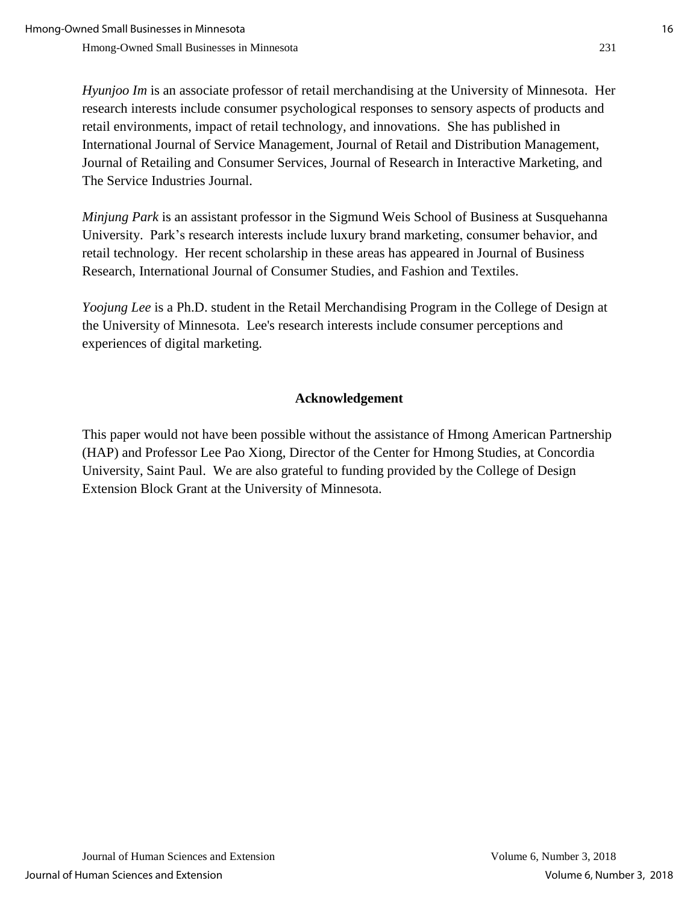*Hyunjoo Im* is an associate professor of retail merchandising at the University of Minnesota. Her research interests include consumer psychological responses to sensory aspects of products and retail environments, impact of retail technology, and innovations. She has published in International Journal of Service Management, Journal of Retail and Distribution Management, Journal of Retailing and Consumer Services, Journal of Research in Interactive Marketing, and The Service Industries Journal.

*Minjung Park* is an assistant professor in the Sigmund Weis School of Business at Susquehanna University. Park's research interests include luxury brand marketing, consumer behavior, and retail technology. Her recent scholarship in these areas has appeared in Journal of Business Research, International Journal of Consumer Studies, and Fashion and Textiles.

*Yoojung Lee* is a Ph.D. student in the Retail Merchandising Program in the College of Design at the University of Minnesota. Lee's research interests include consumer perceptions and experiences of digital marketing.

## Acknowledgement

This paper would not have been possible without the assistance of Hmong American Partnership (HAP) and Professor Lee Pao Xiong, Director of the Center for Hmong Studies, at Concordia University, Saint Paul. We are also grateful to funding provided by the College of Design Extension Block Grant at the University of Minnesota.